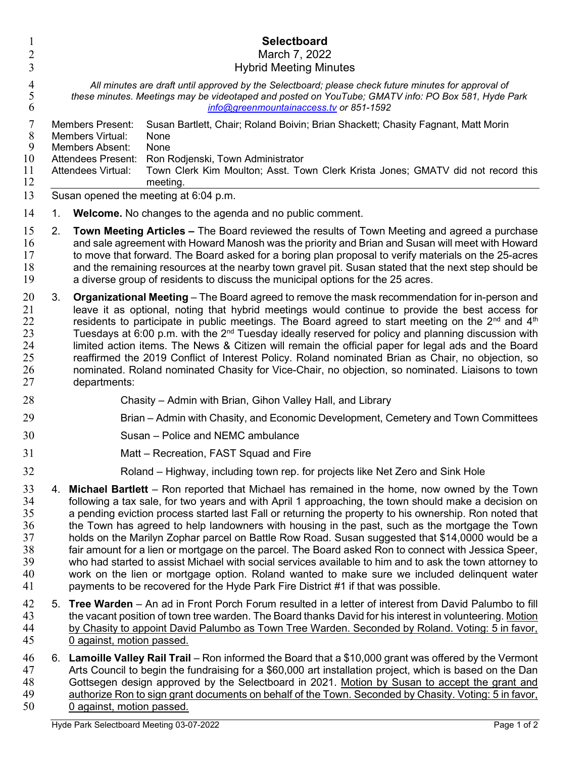# Selectboard

March 7, 2022

Hybrid Meeting Minutes

*All minutes are draft until approved by the Selectboard; please check future minutes for approval of these minutes. Meetings may be videotaped and posted on YouTube; GMATV info: PO Box 581, Hyde Park [info@greenmountainaccess.tv](mailto:info@greenmountainaccess.tv) or 851-1592*

| | |
|---|---|
| Members Present: | Susan Bartlett, Chair; Roland Boivin; Brian Shackett; Chasity Fagnant, Matt Morin |
| Members Virtual: | None |
| Members Absent: | None |
| Attendees Present: | Ron Rodjenski, Town Administrator |
| Attendees Virtual: | Town Clerk Kim Moulton; Asst. Town Clerk Krista Jones; GMATV did not record this meeting. |

Susan opened the meeting at 6:04 p.m.

1. **Welcome.** No changes to the agenda and no public comment.

2. **Town Meeting Articles –** The Board reviewed the results of Town Meeting and agreed a purchase and sale agreement with Howard Manosh was the priority and Brian and Susan will meet with Howard to move that forward. The Board asked for a boring plan proposal to verify materials on the 25-acres and the remaining resources at the nearby town gravel pit. Susan stated that the next step should be a diverse group of residents to discuss the municipal options for the 25 acres.

3. **Organizational Meeting** – The Board agreed to remove the mask recommendation for in-person and leave it as optional, noting that hybrid meetings would continue to provide the best access for residents to participate in public meetings. The Board agreed to start meeting on the 2nd and 4th Tuesdays at 6:00 p.m. with the 2nd Tuesday ideally reserved for policy and planning discussion with limited action items. The News & Citizen will remain the official paper for legal ads and the Board reaffirmed the 2019 Conflict of Interest Policy. Roland nominated Brian as Chair, no objection, so nominated. Roland nominated Chasity for Vice-Chair, no objection, so nominated. Liaisons to town departments:

   Chasity – Admin with Brian, Gihon Valley Hall, and Library

   Brian – Admin with Chasity, and Economic Development, Cemetery and Town Committees

   Susan – Police and NEMC ambulance

   Matt – Recreation, FAST Squad and Fire

   Roland – Highway, including town rep. for projects like Net Zero and Sink Hole

4. **Michael Bartlett** – Ron reported that Michael has remained in the home, now owned by the Town following a tax sale, for two years and with April 1 approaching, the town should make a decision on a pending eviction process started last Fall or returning the property to his ownership. Ron noted that the Town has agreed to help landowners with housing in the past, such as the mortgage the Town holds on the Marilyn Zophar parcel on Battle Row Road. Susan suggested that $14,0000 would be a fair amount for a lien or mortgage on the parcel. The Board asked Ron to connect with Jessica Speer, who had started to assist Michael with social services available to him and to ask the town attorney to work on the lien or mortgage option. Roland wanted to make sure we included delinquent water payments to be recovered for the Hyde Park Fire District #1 if that was possible.

5. **Tree Warden** – An ad in Front Porch Forum resulted in a letter of interest from David Palumbo to fill the vacant position of town tree warden. The Board thanks David for his interest in volunteering. <u>Motion by Chasity to appoint David Palumbo as Town Tree Warden. Seconded by Roland. Voting: 5 in favor, 0 against, motion passed.</u>

6. **Lamoille Valley Rail Trail** – Ron informed the Board that a $10,000 grant was offered by the Vermont Arts Council to begin the fundraising for a $60,000 art installation project, which is based on the Dan Gottsegen design approved by the Selectboard in 2021. <u>Motion by Susan to accept the grant and authorize Ron to sign grant documents on behalf of the Town. Seconded by Chasity. Voting: 5 in favor, 0 against, motion passed.</u>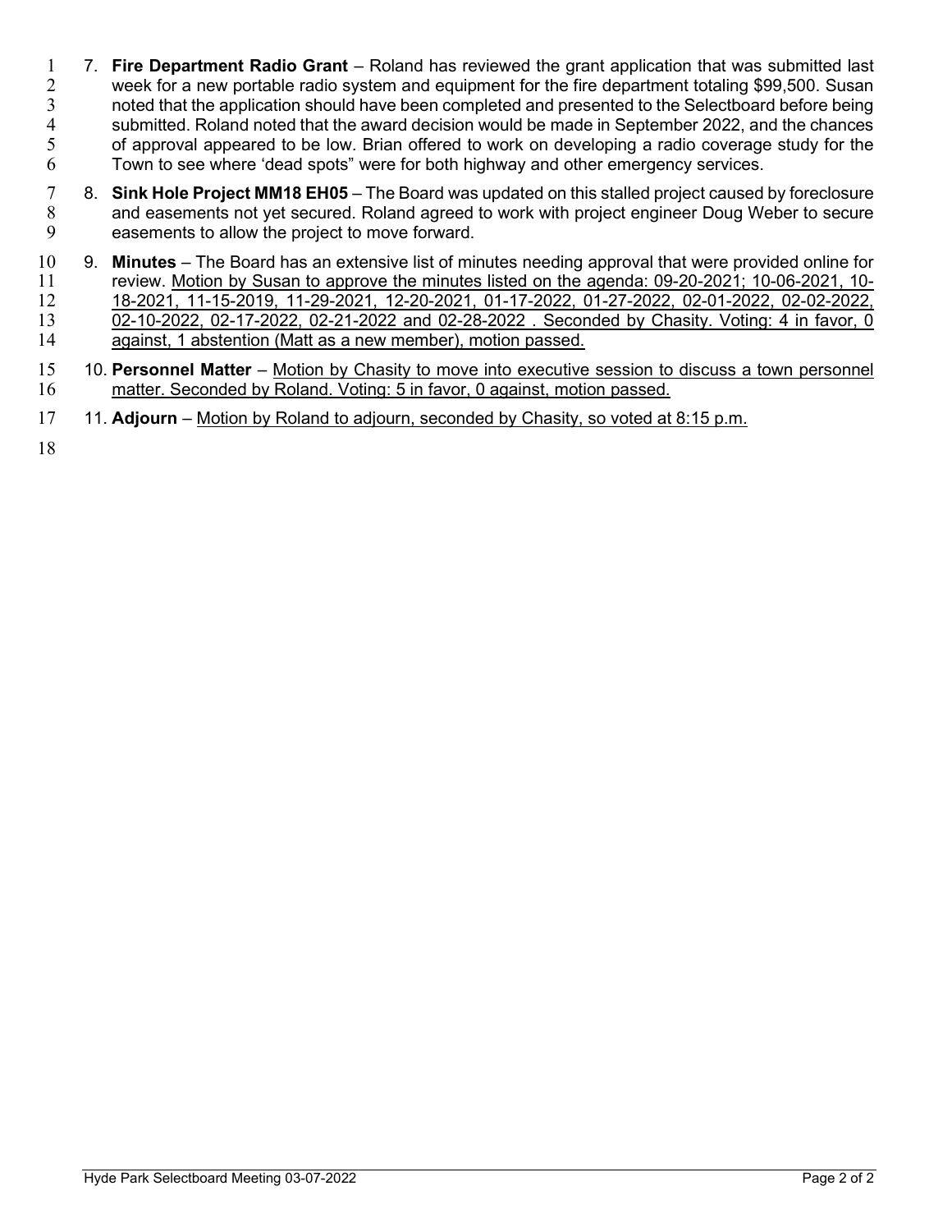7. **Fire Department Radio Grant** – Roland has reviewed the grant application that was submitted last week for a new portable radio system and equipment for the fire department totaling $99,500. Susan noted that the application should have been completed and presented to the Selectboard before being submitted. Roland noted that the award decision would be made in September 2022, and the chances of approval appeared to be low. Brian offered to work on developing a radio coverage study for the Town to see where 'dead spots" were for both highway and other emergency services.

8. **Sink Hole Project MM18 EH05** – The Board was updated on this stalled project caused by foreclosure and easements not yet secured. Roland agreed to work with project engineer Doug Weber to secure easements to allow the project to move forward.

9. **Minutes** – The Board has an extensive list of minutes needing approval that were provided online for review. <u>Motion by Susan to approve the minutes listed on the agenda: 09-20-2021; 10-06-2021, 10-18-2021, 11-15-2019, 11-29-2021, 12-20-2021, 01-17-2022, 01-27-2022, 02-01-2022, 02-02-2022, 02-10-2022, 02-17-2022, 02-21-2022 and 02-28-2022 . Seconded by Chasity. Voting: 4 in favor, 0 against, 1 abstention (Matt as a new member), motion passed.</u>

10. **Personnel Matter** – <u>Motion by Chasity to move into executive session to discuss a town personnel matter. Seconded by Roland. Voting: 5 in favor, 0 against, motion passed.</u>

11. **Adjourn** – <u>Motion by Roland to adjourn, seconded by Chasity, so voted at 8:15 p.m.</u>